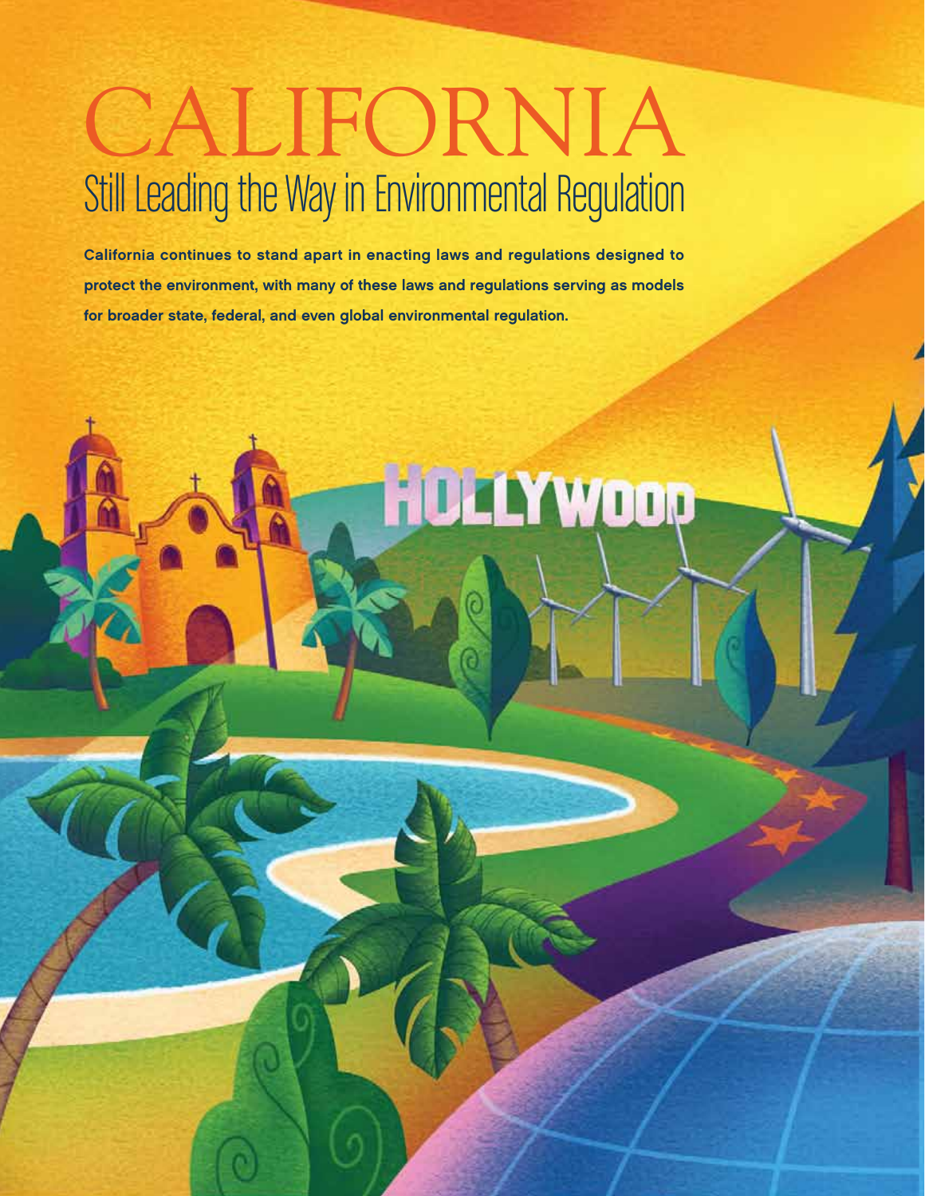# CALIFORNIA

## Still Leading the Way in Environmental Regulation

**California continues to stand apart in enacting laws and regulations designed to protect the environment, with many of these laws and regulations serving as models for broader state, federal, and even global environmental regulation.**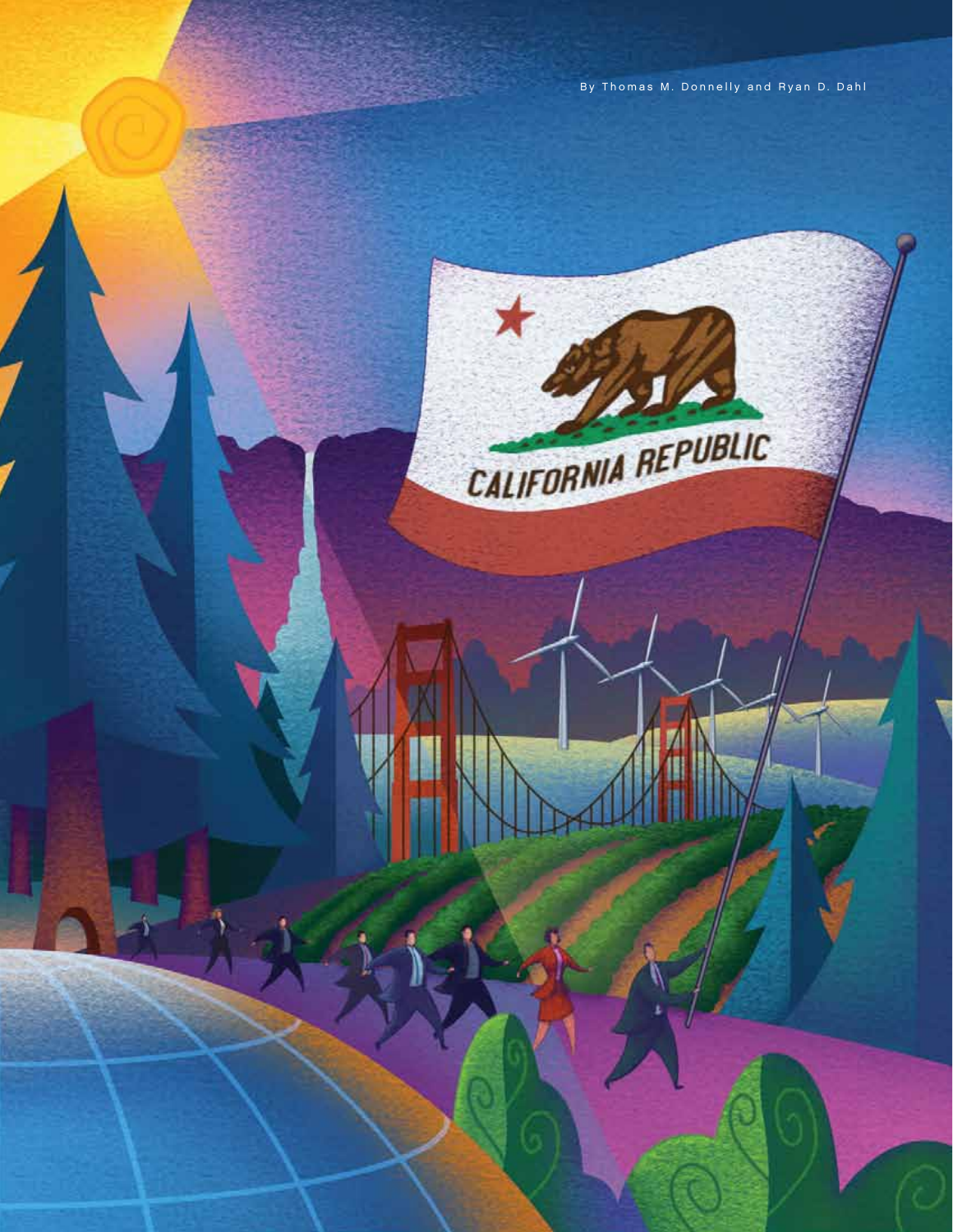By Thomas M. Donnelly and Ryan D. Dahl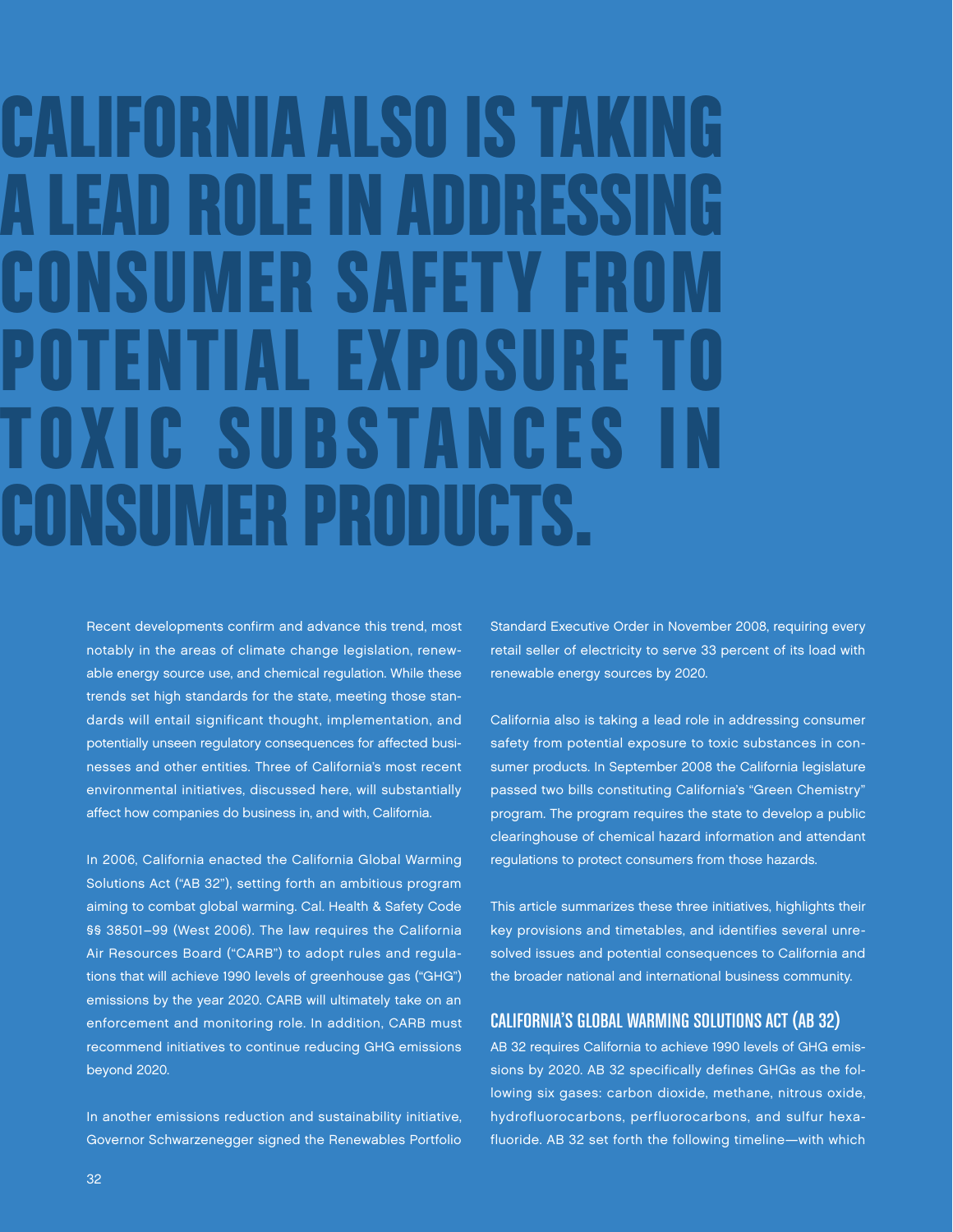# CALIFORNIA ALSO IS TAKING A LEAD ROLE IN ADDRESSING CONSUMER SAFETY FROM POTENTIAL EXPOSURE TO TOXIC SUBSTANCES IN CONSUMER PRODUCTS.

Recent developments confirm and advance this trend, most notably in the areas of climate change legislation, renewable energy source use, and chemical regulation. While these trends set high standards for the state, meeting those standards will entail significant thought, implementation, and potentially unseen regulatory consequences for affected businesses and other entities. Three of California's most recent environmental initiatives, discussed here, will substantially affect how companies do business in, and with, California.

In 2006, California enacted the California Global Warming Solutions Act ("AB 32"), setting forth an ambitious program aiming to combat global warming. Cal. Health & Safety Code §§ 38501–99 (West 2006). The law requires the California Air Resources Board ("CARB") to adopt rules and regulations that will achieve 1990 levels of greenhouse gas ("GHG") emissions by the year 2020. CARB will ultimately take on an enforcement and monitoring role. In addition, CARB must recommend initiatives to continue reducing GHG emissions beyond 2020.

In another emissions reduction and sustainability initiative, Governor Schwarzenegger signed the Renewables Portfolio Standard Executive Order in November 2008, requiring every retail seller of electricity to serve 33 percent of its load with renewable energy sources by 2020.

California also is taking a lead role in addressing consumer safety from potential exposure to toxic substances in consumer products. In September 2008 the California legislature passed two bills constituting California's "Green Chemistry" program. The program requires the state to develop a public clearinghouse of chemical hazard information and attendant regulations to protect consumers from those hazards.

This article summarizes these three initiatives, highlights their key provisions and timetables, and identifies several unresolved issues and potential consequences to California and the broader national and international business community.

## CALIFORNIA'S GLOBAL WARMING SOLUTIONS ACT (AB 32)

AB 32 requires California to achieve 1990 levels of GHG emissions by 2020. AB 32 specifically defines GHGs as the following six gases: carbon dioxide, methane, nitrous oxide, hydrofluorocarbons, perfluorocarbons, and sulfur hexafluoride. AB 32 set forth the following timeline—with which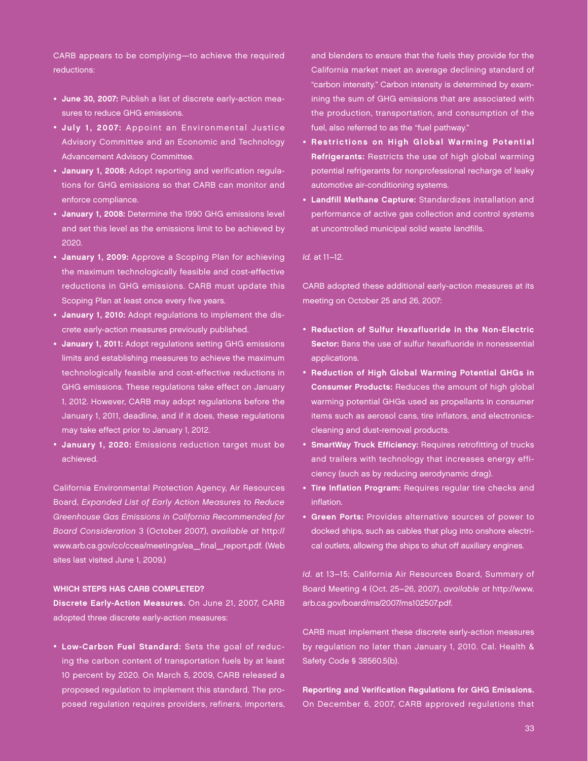CARB appears to be complying—to achieve the required reductions:

- **June 30, 2007:** Publish a list of discrete early-action measures to reduce GHG emissions.
- **July 1, 2007:** Appoint an Environmental Justice Advisory Committee and an Economic and Technology Advancement Advisory Committee.
- **January 1, 2008:** Adopt reporting and verification regulations for GHG emissions so that CARB can monitor and enforce compliance.
- **January 1, 2008:** Determine the 1990 GHG emissions level and set this level as the emissions limit to be achieved by 2020.
- **January 1, 2009:** Approve a Scoping Plan for achieving the maximum technologically feasible and cost-effective reductions in GHG emissions. CARB must update this Scoping Plan at least once every five years.
- **January 1, 2010:** Adopt regulations to implement the discrete early-action measures previously published.
- **January 1, 2011:** Adopt regulations setting GHG emissions limits and establishing measures to achieve the maximum technologically feasible and cost-effective reductions in GHG emissions. These regulations take effect on January 1, 2012. However, CARB may adopt regulations before the January 1, 2011, deadline, and if it does, these regulations may take effect prior to January 1, 2012.
- **January 1, 2020:** Emissions reduction target must be achieved.

California Environmental Protection Agency, Air Resources Board, *Expanded List of Early Action Measures to Reduce Greenhouse Gas Emissions in California Recommended for Board Consideration* 3 (October 2007), *available at* http://www.arb.ca.gov/cc/ccea/meetings/ea_final_report.pdf. (Web sites last visited June 1, 2009.)

### WHICH STEPS HAS CARB COMPLETED?

**Discrete Early-Action Measures.** On June 21, 2007, CARB adopted three discrete early-action measures:

- **Low-Carbon Fuel Standard:** Sets the goal of reducing the carbon content of transportation fuels by at least 10 percent by 2020. On March 5, 2009, CARB released a proposed regulation to implement this standard. The proposed regulation requires providers, refiners, importers, and blenders to ensure that the fuels they provide for the California market meet an average declining standard of "carbon intensity." Carbon intensity is determined by examining the sum of GHG emissions that are associated with the production, transportation, and consumption of the fuel, also referred to as the "fuel pathway."
- **Restrictions on High Global Warming Potential Refrigerants:** Restricts the use of high global warming potential refrigerants for nonprofessional recharge of leaky automotive air-conditioning systems.
- **Landfill Methane Capture:** Standardizes installation and performance of active gas collection and control systems at uncontrolled municipal solid waste landfills.

*Id.* at 11–12.

CARB adopted these additional early-action measures at its meeting on October 25 and 26, 2007:

- **Reduction of Sulfur Hexafluoride in the Non-Electric Sector:** Bans the use of sulfur hexafluoride in nonessential applications.
- **Reduction of High Global Warming Potential GHGs in Consumer Products:** Reduces the amount of high global warming potential GHGs used as propellants in consumer items such as aerosol cans, tire inflators, and electronics-cleaning and dust-removal products.
- **SmartWay Truck Efficiency:** Requires retrofitting of trucks and trailers with technology that increases energy efficiency (such as by reducing aerodynamic drag).
- **Tire Inflation Program:** Requires regular tire checks and inflation.
- **Green Ports:** Provides alternative sources of power to docked ships, such as cables that plug into onshore electrical outlets, allowing the ships to shut off auxiliary engines.

*Id.* at 13–15; California Air Resources Board, Summary of Board Meeting 4 (Oct. 25–26, 2007), *available at* http://www.arb.ca.gov/board/ms/2007/ms102507.pdf.

CARB must implement these discrete early-action measures by regulation no later than January 1, 2010. Cal. Health & Safety Code § 38560.5(b).

**Reporting and Verification Regulations for GHG Emissions.** On December 6, 2007, CARB approved regulations that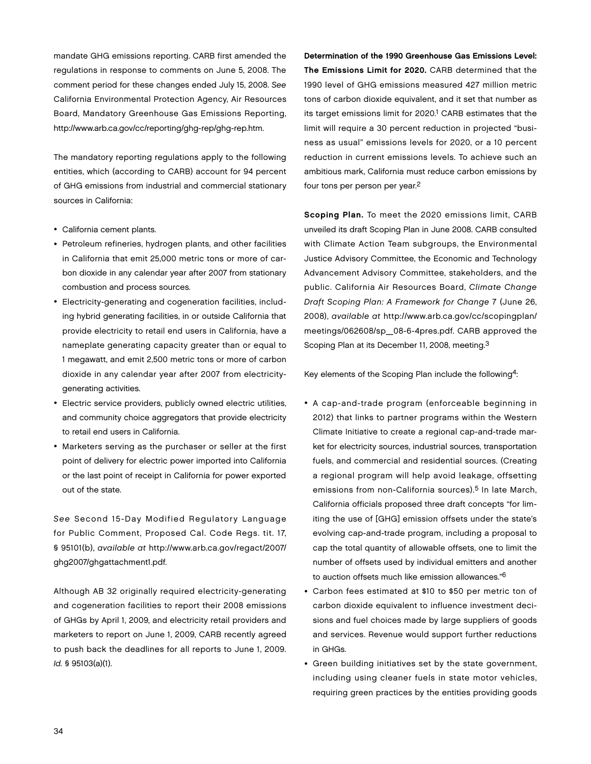mandate GHG emissions reporting. CARB first amended the regulations in response to comments on June 5, 2008. The comment period for these changes ended July 15, 2008. *See* California Environmental Protection Agency, Air Resources Board, Mandatory Greenhouse Gas Emissions Reporting, http://www.arb.ca.gov/cc/reporting/ghg-rep/ghg-rep.htm.

The mandatory reporting regulations apply to the following entities, which (according to CARB) account for 94 percent of GHG emissions from industrial and commercial stationary sources in California:

- California cement plants.
- Petroleum refineries, hydrogen plants, and other facilities in California that emit 25,000 metric tons or more of carbon dioxide in any calendar year after 2007 from stationary combustion and process sources.
- Electricity-generating and cogeneration facilities, including hybrid generating facilities, in or outside California that provide electricity to retail end users in California, have a nameplate generating capacity greater than or equal to 1 megawatt, and emit 2,500 metric tons or more of carbon dioxide in any calendar year after 2007 from electricity-generating activities.
- Electric service providers, publicly owned electric utilities, and community choice aggregators that provide electricity to retail end users in California.
- Marketers serving as the purchaser or seller at the first point of delivery for electric power imported into California or the last point of receipt in California for power exported out of the state.

*See* Second 15-Day Modified Regulatory Language for Public Comment, Proposed Cal. Code Regs. tit. 17, § 95101(b), *available at* http://www.arb.ca.gov/regact/2007/ghg2007/ghgattachment1.pdf.

Although AB 32 originally required electricity-generating and cogeneration facilities to report their 2008 emissions of GHGs by April 1, 2009, and electricity retail providers and marketers to report on June 1, 2009, CARB recently agreed to push back the deadlines for all reports to June 1, 2009. *Id.* § 95103(a)(1).

**Determination of the 1990 Greenhouse Gas Emissions Level: The Emissions Limit for 2020.** CARB determined that the 1990 level of GHG emissions measured 427 million metric tons of carbon dioxide equivalent, and it set that number as its target emissions limit for 2020.[1] CARB estimates that the limit will require a 30 percent reduction in projected "business as usual" emissions levels for 2020, or a 10 percent reduction in current emissions levels. To achieve such an ambitious mark, California must reduce carbon emissions by four tons per person per year.[2]

**Scoping Plan.** To meet the 2020 emissions limit, CARB unveiled its draft Scoping Plan in June 2008. CARB consulted with Climate Action Team subgroups, the Environmental Justice Advisory Committee, the Economic and Technology Advancement Advisory Committee, stakeholders, and the public. California Air Resources Board, *Climate Change Draft Scoping Plan: A Framework for Change* 7 (June 26, 2008), *available at* http://www.arb.ca.gov/cc/scopingplan/meetings/062608/sp_08-6-4pres.pdf. CARB approved the Scoping Plan at its December 11, 2008, meeting.[3]

Key elements of the Scoping Plan include the following[4]:

- A cap-and-trade program (enforceable beginning in 2012) that links to partner programs within the Western Climate Initiative to create a regional cap-and-trade market for electricity sources, industrial sources, transportation fuels, and commercial and residential sources. (Creating a regional program will help avoid leakage, offsetting emissions from non-California sources).[5] In late March, California officials proposed three draft concepts "for limiting the use of [GHG] emission offsets under the state's evolving cap-and-trade program, including a proposal to cap the total quantity of allowable offsets, one to limit the number of offsets used by individual emitters and another to auction offsets much like emission allowances."[6]
- Carbon fees estimated at $10 to $50 per metric ton of carbon dioxide equivalent to influence investment decisions and fuel choices made by large suppliers of goods and services. Revenue would support further reductions in GHGs.
- Green building initiatives set by the state government, including using cleaner fuels in state motor vehicles, requiring green practices by the entities providing goods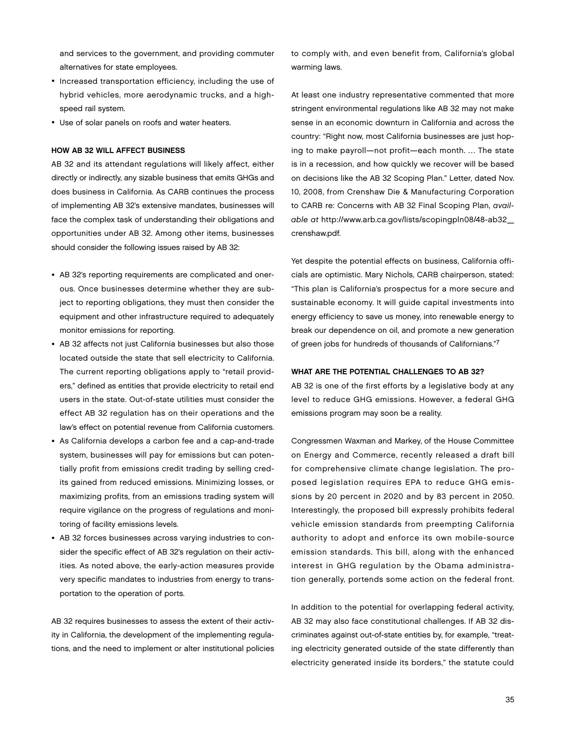and services to the government, and providing commuter alternatives for state employees.

- Increased transportation efficiency, including the use of hybrid vehicles, more aerodynamic trucks, and a high-speed rail system.
- Use of solar panels on roofs and water heaters.

### HOW AB 32 WILL AFFECT BUSINESS

AB 32 and its attendant regulations will likely affect, either directly or indirectly, any sizable business that emits GHGs and does business in California. As CARB continues the process of implementing AB 32's extensive mandates, businesses will face the complex task of understanding their obligations and opportunities under AB 32. Among other items, businesses should consider the following issues raised by AB 32:

- AB 32's reporting requirements are complicated and onerous. Once businesses determine whether they are subject to reporting obligations, they must then consider the equipment and other infrastructure required to adequately monitor emissions for reporting.
- AB 32 affects not just California businesses but also those located outside the state that sell electricity to California. The current reporting obligations apply to "retail providers," defined as entities that provide electricity to retail end users in the state. Out-of-state utilities must consider the effect AB 32 regulation has on their operations and the law's effect on potential revenue from California customers.
- As California develops a carbon fee and a cap-and-trade system, businesses will pay for emissions but can potentially profit from emissions credit trading by selling credits gained from reduced emissions. Minimizing losses, or maximizing profits, from an emissions trading system will require vigilance on the progress of regulations and monitoring of facility emissions levels.
- AB 32 forces businesses across varying industries to consider the specific effect of AB 32's regulation on their activities. As noted above, the early-action measures provide very specific mandates to industries from energy to transportation to the operation of ports.

AB 32 requires businesses to assess the extent of their activity in California, the development of the implementing regulations, and the need to implement or alter institutional policies to comply with, and even benefit from, California's global warming laws.

At least one industry representative commented that more stringent environmental regulations like AB 32 may not make sense in an economic downturn in California and across the country: "Right now, most California businesses are just hoping to make payroll—not profit—each month. … The state is in a recession, and how quickly we recover will be based on decisions like the AB 32 Scoping Plan." Letter, dated Nov. 10, 2008, from Crenshaw Die & Manufacturing Corporation to CARB re: Concerns with AB 32 Final Scoping Plan, *available at* http://www.arb.ca.gov/lists/scopingpln08/48-ab32__crenshaw.pdf.

Yet despite the potential effects on business, California officials are optimistic. Mary Nichols, CARB chairperson, stated: "This plan is California's prospectus for a more secure and sustainable economy. It will guide capital investments into energy efficiency to save us money, into renewable energy to break our dependence on oil, and promote a new generation of green jobs for hundreds of thousands of Californians."[7]

### WHAT ARE THE POTENTIAL CHALLENGES TO AB 32?

AB 32 is one of the first efforts by a legislative body at any level to reduce GHG emissions. However, a federal GHG emissions program may soon be a reality.

Congressmen Waxman and Markey, of the House Committee on Energy and Commerce, recently released a draft bill for comprehensive climate change legislation. The proposed legislation requires EPA to reduce GHG emissions by 20 percent in 2020 and by 83 percent in 2050. Interestingly, the proposed bill expressly prohibits federal vehicle emission standards from preempting California authority to adopt and enforce its own mobile-source emission standards. This bill, along with the enhanced interest in GHG regulation by the Obama administration generally, portends some action on the federal front.

In addition to the potential for overlapping federal activity, AB 32 may also face constitutional challenges. If AB 32 discriminates against out-of-state entities by, for example, "treating electricity generated outside of the state differently than electricity generated inside its borders," the statute could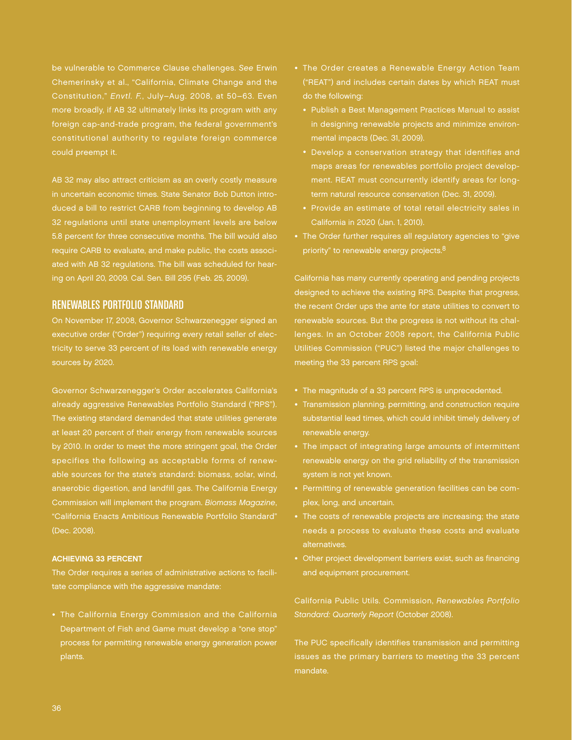be vulnerable to Commerce Clause challenges. *See* Erwin Chemerinsky et al., "California, Climate Change and the Constitution," *Envtl. F.*, July–Aug. 2008, at 50–63. Even more broadly, if AB 32 ultimately links its program with any foreign cap-and-trade program, the federal government's constitutional authority to regulate foreign commerce could preempt it.

AB 32 may also attract criticism as an overly costly measure in uncertain economic times. State Senator Bob Dutton introduced a bill to restrict CARB from beginning to develop AB 32 regulations until state unemployment levels are below 5.8 percent for three consecutive months. The bill would also require CARB to evaluate, and make public, the costs associated with AB 32 regulations. The bill was scheduled for hearing on April 20, 2009. Cal. Sen. Bill 295 (Feb. 25, 2009).

## RENEWABLES PORTFOLIO STANDARD

On November 17, 2008, Governor Schwarzenegger signed an executive order ("Order") requiring every retail seller of electricity to serve 33 percent of its load with renewable energy sources by 2020.

Governor Schwarzenegger's Order accelerates California's already aggressive Renewables Portfolio Standard ("RPS"). The existing standard demanded that state utilities generate at least 20 percent of their energy from renewable sources by 2010. In order to meet the more stringent goal, the Order specifies the following as acceptable forms of renewable sources for the state's standard: biomass, solar, wind, anaerobic digestion, and landfill gas. The California Energy Commission will implement the program. *Biomass Magazine*, "California Enacts Ambitious Renewable Portfolio Standard" (Dec. 2008).

### ACHIEVING 33 PERCENT

The Order requires a series of administrative actions to facilitate compliance with the aggressive mandate:

- The California Energy Commission and the California Department of Fish and Game must develop a "one stop" process for permitting renewable energy generation power plants.
- The Order creates a Renewable Energy Action Team ("REAT") and includes certain dates by which REAT must do the following:
  - Publish a Best Management Practices Manual to assist in designing renewable projects and minimize environmental impacts (Dec. 31, 2009).
  - Develop a conservation strategy that identifies and maps areas for renewables portfolio project development. REAT must concurrently identify areas for long-term natural resource conservation (Dec. 31, 2009).
  - Provide an estimate of total retail electricity sales in California in 2020 (Jan. 1, 2010).
- The Order further requires all regulatory agencies to "give priority" to renewable energy projects.[8]

California has many currently operating and pending projects designed to achieve the existing RPS. Despite that progress, the recent Order ups the ante for state utilities to convert to renewable sources. But the progress is not without its challenges. In an October 2008 report, the California Public Utilities Commission ("PUC") listed the major challenges to meeting the 33 percent RPS goal:

- The magnitude of a 33 percent RPS is unprecedented.
- Transmission planning, permitting, and construction require substantial lead times, which could inhibit timely delivery of renewable energy.
- The impact of integrating large amounts of intermittent renewable energy on the grid reliability of the transmission system is not yet known.
- Permitting of renewable generation facilities can be complex, long, and uncertain.
- The costs of renewable projects are increasing; the state needs a process to evaluate these costs and evaluate alternatives.
- Other project development barriers exist, such as financing and equipment procurement.

California Public Utils. Commission, *Renewables Portfolio Standard: Quarterly Report* (October 2008).

The PUC specifically identifies transmission and permitting issues as the primary barriers to meeting the 33 percent mandate.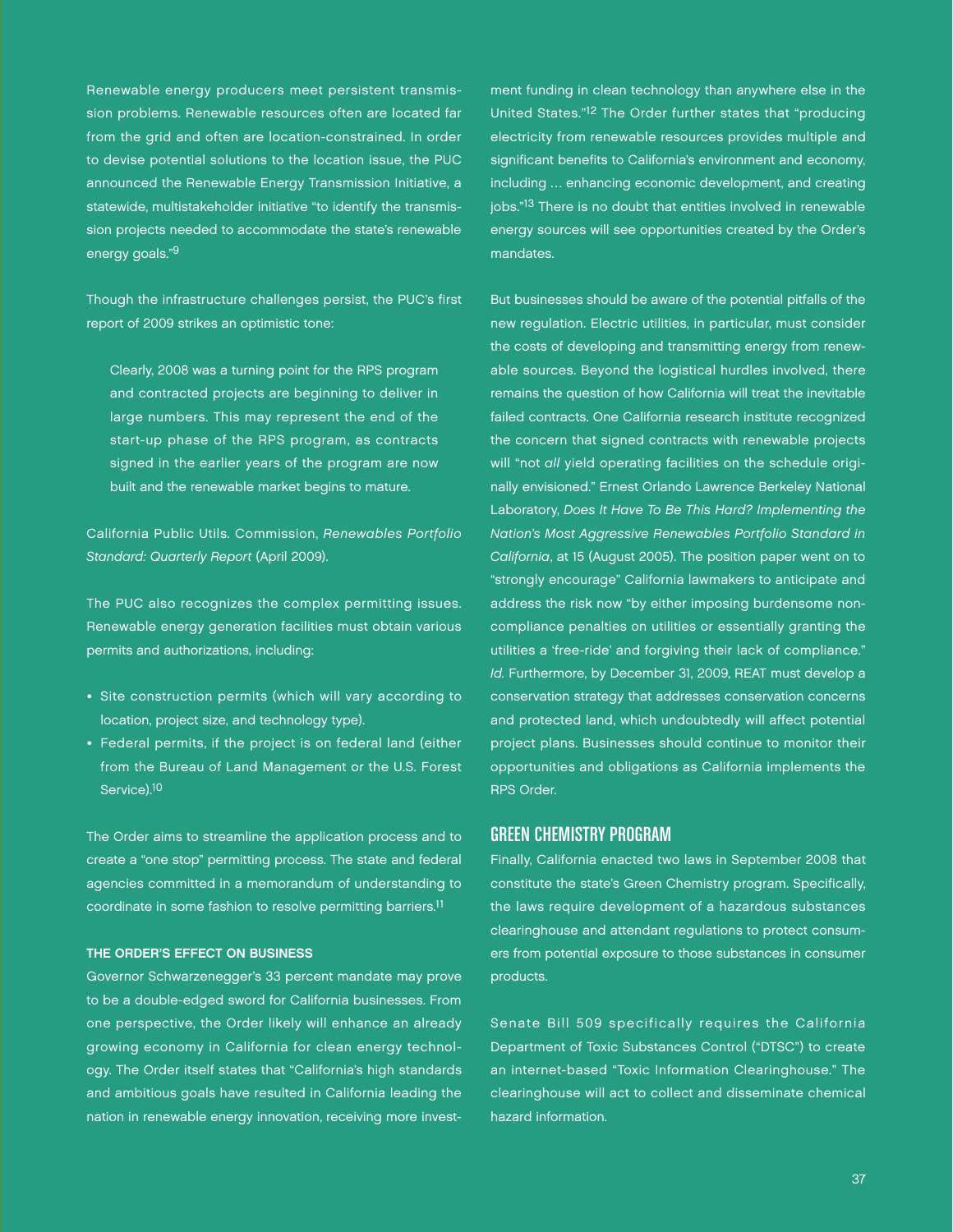Renewable energy producers meet persistent transmission problems. Renewable resources often are located far from the grid and often are location-constrained. In order to devise potential solutions to the location issue, the PUC announced the Renewable Energy Transmission Initiative, a statewide, multistakeholder initiative "to identify the transmission projects needed to accommodate the state's renewable energy goals."[9]

Though the infrastructure challenges persist, the PUC's first report of 2009 strikes an optimistic tone:

> Clearly, 2008 was a turning point for the RPS program and contracted projects are beginning to deliver in large numbers. This may represent the end of the start-up phase of the RPS program, as contracts signed in the earlier years of the program are now built and the renewable market begins to mature.

California Public Utils. Commission, *Renewables Portfolio Standard: Quarterly Report* (April 2009).

The PUC also recognizes the complex permitting issues. Renewable energy generation facilities must obtain various permits and authorizations, including:

- Site construction permits (which will vary according to location, project size, and technology type).
- Federal permits, if the project is on federal land (either from the Bureau of Land Management or the U.S. Forest Service).[10]

The Order aims to streamline the application process and to create a "one stop" permitting process. The state and federal agencies committed in a memorandum of understanding to coordinate in some fashion to resolve permitting barriers.[11]

#### THE ORDER'S EFFECT ON BUSINESS

Governor Schwarzenegger's 33 percent mandate may prove to be a double-edged sword for California businesses. From one perspective, the Order likely will enhance an already growing economy in California for clean energy technology. The Order itself states that "California's high standards and ambitious goals have resulted in California leading the nation in renewable energy innovation, receiving more investment funding in clean technology than anywhere else in the United States."[12] The Order further states that "producing electricity from renewable resources provides multiple and significant benefits to California's environment and economy, including … enhancing economic development, and creating jobs."[13] There is no doubt that entities involved in renewable energy sources will see opportunities created by the Order's mandates.

But businesses should be aware of the potential pitfalls of the new regulation. Electric utilities, in particular, must consider the costs of developing and transmitting energy from renewable sources. Beyond the logistical hurdles involved, there remains the question of how California will treat the inevitable failed contracts. One California research institute recognized the concern that signed contracts with renewable projects will "not *all* yield operating facilities on the schedule originally envisioned." Ernest Orlando Lawrence Berkeley National Laboratory, *Does It Have To Be This Hard? Implementing the Nation's Most Aggressive Renewables Portfolio Standard in California*, at 15 (August 2005). The position paper went on to "strongly encourage" California lawmakers to anticipate and address the risk now "by either imposing burdensome non-compliance penalties on utilities or essentially granting the utilities a 'free-ride' and forgiving their lack of compliance." *Id.* Furthermore, by December 31, 2009, REAT must develop a conservation strategy that addresses conservation concerns and protected land, which undoubtedly will affect potential project plans. Businesses should continue to monitor their opportunities and obligations as California implements the RPS Order.

## GREEN CHEMISTRY PROGRAM

Finally, California enacted two laws in September 2008 that constitute the state's Green Chemistry program. Specifically, the laws require development of a hazardous substances clearinghouse and attendant regulations to protect consumers from potential exposure to those substances in consumer products.

Senate Bill 509 specifically requires the California Department of Toxic Substances Control ("DTSC") to create an internet-based "Toxic Information Clearinghouse." The clearinghouse will act to collect and disseminate chemical hazard information.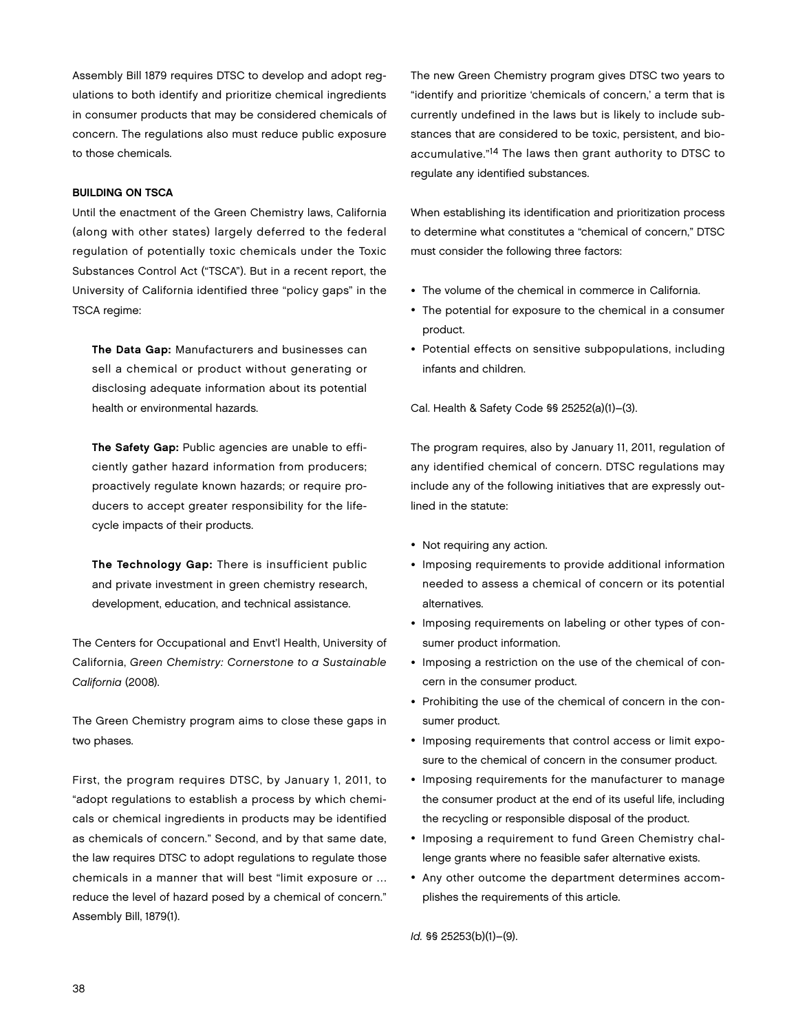Assembly Bill 1879 requires DTSC to develop and adopt regulations to both identify and prioritize chemical ingredients in consumer products that may be considered chemicals of concern. The regulations also must reduce public exposure to those chemicals.

#### BUILDING ON TSCA

Until the enactment of the Green Chemistry laws, California (along with other states) largely deferred to the federal regulation of potentially toxic chemicals under the Toxic Substances Control Act ("TSCA"). But in a recent report, the University of California identified three "policy gaps" in the TSCA regime:

> **The Data Gap:** Manufacturers and businesses can sell a chemical or product without generating or disclosing adequate information about its potential health or environmental hazards.
>
> **The Safety Gap:** Public agencies are unable to efficiently gather hazard information from producers; proactively regulate known hazards; or require producers to accept greater responsibility for the lifecycle impacts of their products.
>
> **The Technology Gap:** There is insufficient public and private investment in green chemistry research, development, education, and technical assistance.

The Centers for Occupational and Envt'l Health, University of California, *Green Chemistry: Cornerstone to a Sustainable California* (2008).

The Green Chemistry program aims to close these gaps in two phases.

First, the program requires DTSC, by January 1, 2011, to "adopt regulations to establish a process by which chemicals or chemical ingredients in products may be identified as chemicals of concern." Second, and by that same date, the law requires DTSC to adopt regulations to regulate those chemicals in a manner that will best "limit exposure or ... reduce the level of hazard posed by a chemical of concern." Assembly Bill, 1879(1).

The new Green Chemistry program gives DTSC two years to "identify and prioritize 'chemicals of concern,' a term that is currently undefined in the laws but is likely to include substances that are considered to be toxic, persistent, and bioaccumulative."[14] The laws then grant authority to DTSC to regulate any identified substances.

When establishing its identification and prioritization process to determine what constitutes a "chemical of concern," DTSC must consider the following three factors:

- The volume of the chemical in commerce in California.
- The potential for exposure to the chemical in a consumer product.
- Potential effects on sensitive subpopulations, including infants and children.

Cal. Health & Safety Code §§ 25252(a)(1)–(3).

The program requires, also by January 11, 2011, regulation of any identified chemical of concern. DTSC regulations may include any of the following initiatives that are expressly outlined in the statute:

- Not requiring any action.
- Imposing requirements to provide additional information needed to assess a chemical of concern or its potential alternatives.
- Imposing requirements on labeling or other types of consumer product information.
- Imposing a restriction on the use of the chemical of concern in the consumer product.
- Prohibiting the use of the chemical of concern in the consumer product.
- Imposing requirements that control access or limit exposure to the chemical of concern in the consumer product.
- Imposing requirements for the manufacturer to manage the consumer product at the end of its useful life, including the recycling or responsible disposal of the product.
- Imposing a requirement to fund Green Chemistry challenge grants where no feasible safer alternative exists.
- Any other outcome the department determines accomplishes the requirements of this article.

*Id.* §§ 25253(b)(1)–(9).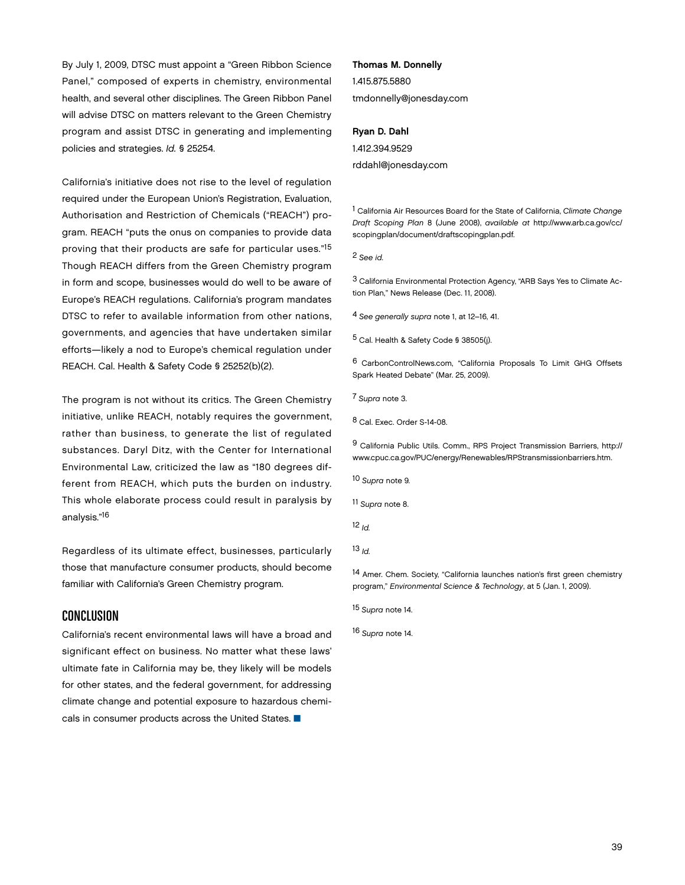By July 1, 2009, DTSC must appoint a "Green Ribbon Science Panel," composed of experts in chemistry, environmental health, and several other disciplines. The Green Ribbon Panel will advise DTSC on matters relevant to the Green Chemistry program and assist DTSC in generating and implementing policies and strategies. *Id.* § 25254.

California's initiative does not rise to the level of regulation required under the European Union's Registration, Evaluation, Authorisation and Restriction of Chemicals ("REACH") program. REACH "puts the onus on companies to provide data proving that their products are safe for particular uses."[15] Though REACH differs from the Green Chemistry program in form and scope, businesses would do well to be aware of Europe's REACH regulations. California's program mandates DTSC to refer to available information from other nations, governments, and agencies that have undertaken similar efforts—likely a nod to Europe's chemical regulation under REACH. Cal. Health & Safety Code § 25252(b)(2).

The program is not without its critics. The Green Chemistry initiative, unlike REACH, notably requires the government, rather than business, to generate the list of regulated substances. Daryl Ditz, with the Center for International Environmental Law, criticized the law as "180 degrees different from REACH, which puts the burden on industry. This whole elaborate process could result in paralysis by analysis."[16]

Regardless of its ultimate effect, businesses, particularly those that manufacture consumer products, should become familiar with California's Green Chemistry program.

## CONCLUSION

California's recent environmental laws will have a broad and significant effect on business. No matter what these laws' ultimate fate in California may be, they likely will be models for other states, and the federal government, for addressing climate change and potential exposure to hazardous chemicals in consumer products across the United States. ■

**Thomas M. Donnelly**
1.415.875.5880
tmdonnelly@jonesday.com

**Ryan D. Dahl**
1.412.394.9529
rddahl@jonesday.com

[1] California Air Resources Board for the State of California, *Climate Change Draft Scoping Plan* 8 (June 2008), *available at* http://www.arb.ca.gov/cc/scopingplan/document/draftscopingplan.pdf.

[2] *See id.*

[3] California Environmental Protection Agency, "ARB Says Yes to Climate Action Plan," News Release (Dec. 11, 2008).

[4] *See generally supra* note 1, at 12–16, 41.

[5] Cal. Health & Safety Code § 38505(j).

[6] CarbonControlNews.com, "California Proposals To Limit GHG Offsets Spark Heated Debate" (Mar. 25, 2009).

[7] *Supra* note 3.

[8] Cal. Exec. Order S-14-08.

[9] California Public Utils. Comm., RPS Project Transmission Barriers, http://www.cpuc.ca.gov/PUC/energy/Renewables/RPStransmissionbarriers.htm.

[10] *Supra* note 9.

[11] *Supra* note 8.

[12] *Id.*

[13] *Id.*

[14] Amer. Chem. Society, "California launches nation's first green chemistry program," *Environmental Science & Technology*, at 5 (Jan. 1, 2009).

[15] *Supra* note 14.

[16] *Supra* note 14.